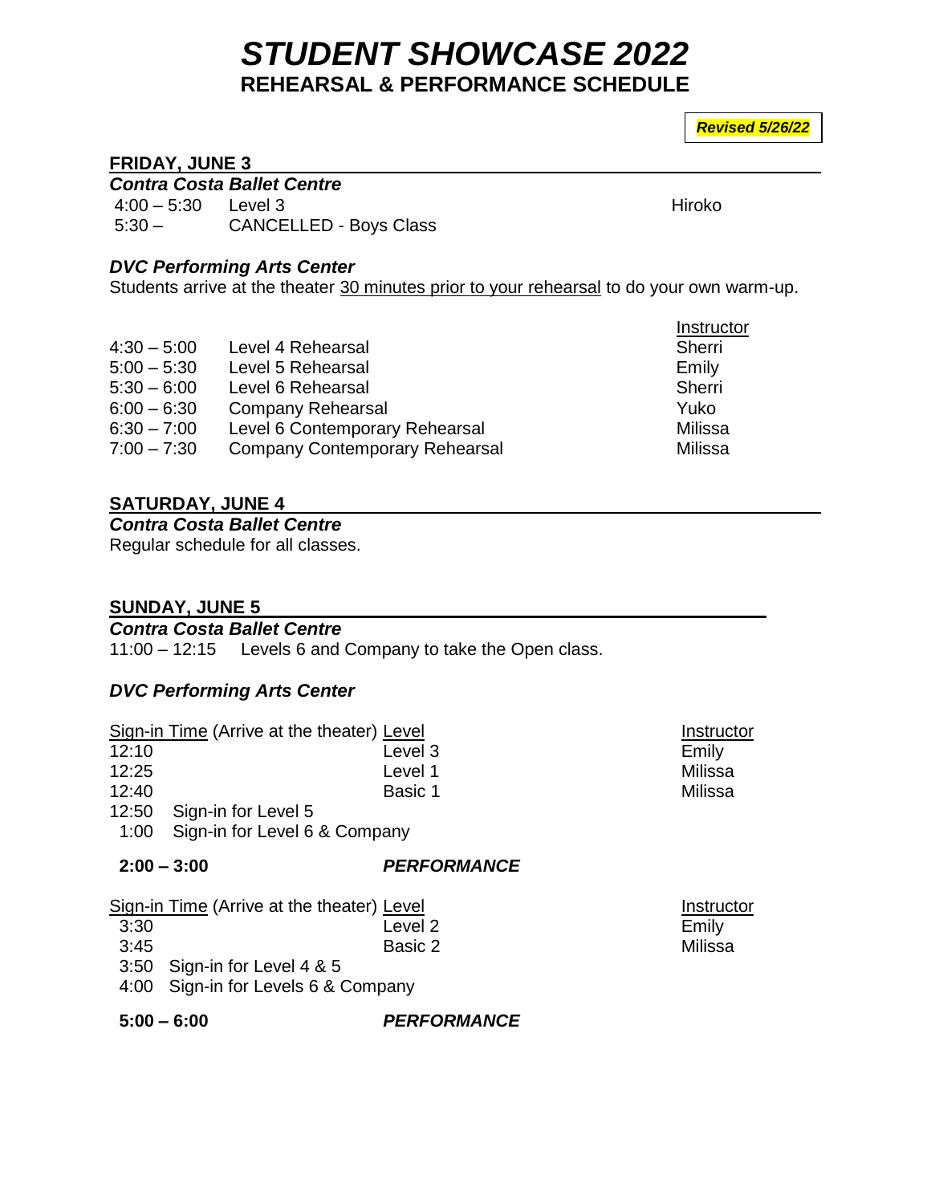# STUDENT SHOWCASE 2022

## REHEARSAL & PERFORMANCE SCHEDULE

***Revised 5/26/22***

### FRIDAY, JUNE 3

***Contra Costa Ballet Centre***

| Time | Class | Instructor |
|---|---|---|
| 4:00 – 5:30 | Level 3 | Hiroko |
| 5:30 – | CANCELLED - Boys Class | |

***DVC Performing Arts Center***

Students arrive at the theater 30 minutes prior to your rehearsal to do your own warm-up.

| Time | Rehearsal | Instructor |
|---|---|---|
| 4:30 – 5:00 | Level 4 Rehearsal | Sherri |
| 5:00 – 5:30 | Level 5 Rehearsal | Emily |
| 5:30 – 6:00 | Level 6 Rehearsal | Sherri |
| 6:00 – 6:30 | Company Rehearsal | Yuko |
| 6:30 – 7:00 | Level 6 Contemporary Rehearsal | Milissa |
| 7:00 – 7:30 | Company Contemporary Rehearsal | Milissa |

### SATURDAY, JUNE 4

***Contra Costa Ballet Centre***

Regular schedule for all classes.

### SUNDAY, JUNE 5

***Contra Costa Ballet Centre***

11:00 – 12:15 Levels 6 and Company to take the Open class.

***DVC Performing Arts Center***

| Sign-in Time (Arrive at the theater) | Level | Instructor |
|---|---|---|
| 12:10 | Level 3 | Emily |
| 12:25 | Level 1 | Milissa |
| 12:40 | Basic 1 | Milissa |
| 12:50 Sign-in for Level 5 | | |
| 1:00 Sign-in for Level 6 & Company | | |

**2:00 – 3:00** ***PERFORMANCE***

| Sign-in Time (Arrive at the theater) | Level | Instructor |
|---|---|---|
| 3:30 | Level 2 | Emily |
| 3:45 | Basic 2 | Milissa |
| 3:50 Sign-in for Level 4 & 5 | | |
| 4:00 Sign-in for Levels 6 & Company | | |

**5:00 – 6:00** ***PERFORMANCE***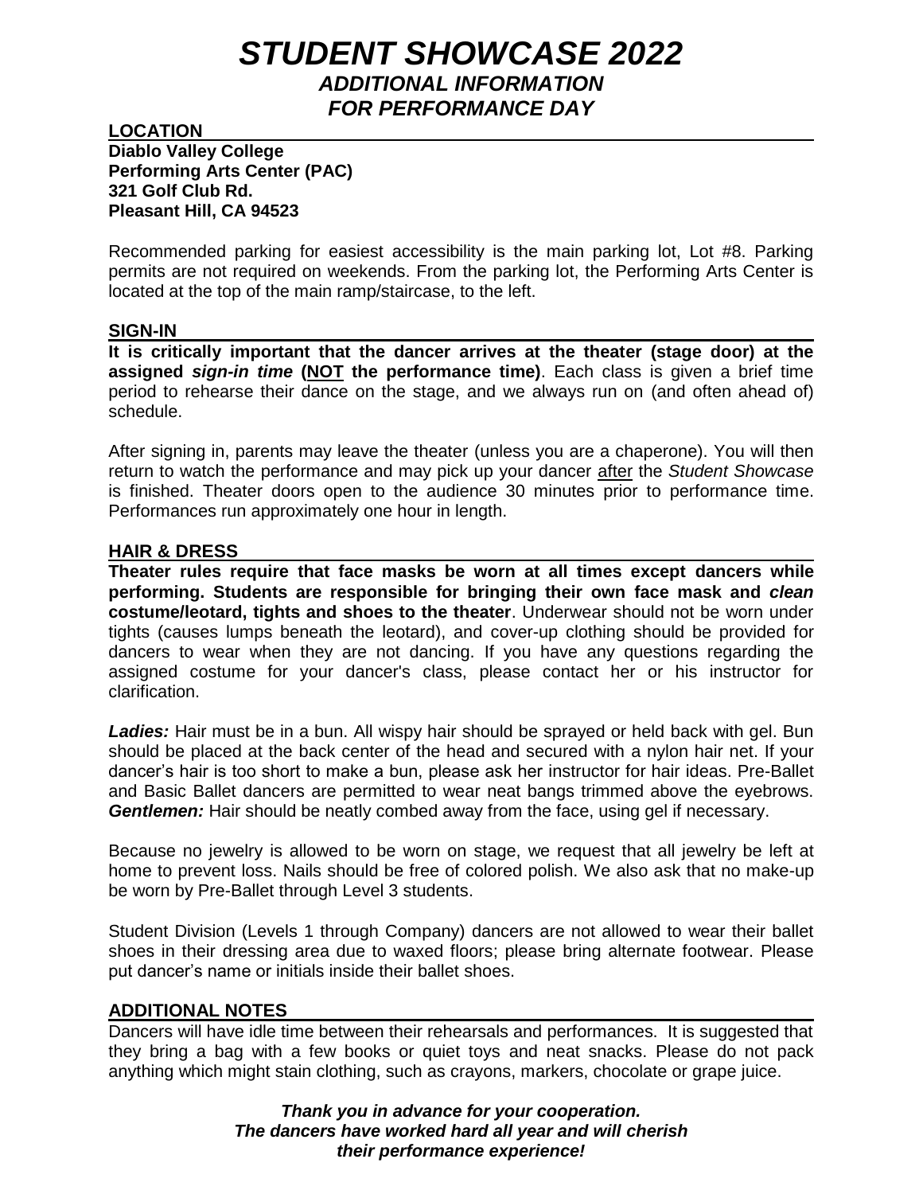# *STUDENT SHOWCASE 2022*

## *ADDITIONAL INFORMATION FOR PERFORMANCE DAY*

### LOCATION

**Diablo Valley College**
**Performing Arts Center (PAC)**
**321 Golf Club Rd.**
**Pleasant Hill, CA 94523**

Recommended parking for easiest accessibility is the main parking lot, Lot #8. Parking permits are not required on weekends. From the parking lot, the Performing Arts Center is located at the top of the main ramp/staircase, to the left.

### SIGN-IN

**It is critically important that the dancer arrives at the theater (stage door) at the assigned *sign-in time* (<u>NOT</u> the performance time)**. Each class is given a brief time period to rehearse their dance on the stage, and we always run on (and often ahead of) schedule.

After signing in, parents may leave the theater (unless you are a chaperone). You will then return to watch the performance and may pick up your dancer <u>after</u> the *Student Showcase* is finished. Theater doors open to the audience 30 minutes prior to performance time. Performances run approximately one hour in length.

### HAIR & DRESS

**Theater rules require that face masks be worn at all times except dancers while performing. Students are responsible for bringing their own face mask and *clean* costume/leotard, tights and shoes to the theater**. Underwear should not be worn under tights (causes lumps beneath the leotard), and cover-up clothing should be provided for dancers to wear when they are not dancing. If you have any questions regarding the assigned costume for your dancer's class, please contact her or his instructor for clarification.

***Ladies:*** Hair must be in a bun. All wispy hair should be sprayed or held back with gel. Bun should be placed at the back center of the head and secured with a nylon hair net. If your dancer's hair is too short to make a bun, please ask her instructor for hair ideas. Pre-Ballet and Basic Ballet dancers are permitted to wear neat bangs trimmed above the eyebrows. ***Gentlemen:*** Hair should be neatly combed away from the face, using gel if necessary.

Because no jewelry is allowed to be worn on stage, we request that all jewelry be left at home to prevent loss. Nails should be free of colored polish. We also ask that no make-up be worn by Pre-Ballet through Level 3 students.

Student Division (Levels 1 through Company) dancers are not allowed to wear their ballet shoes in their dressing area due to waxed floors; please bring alternate footwear. Please put dancer's name or initials inside their ballet shoes.

### ADDITIONAL NOTES

Dancers will have idle time between their rehearsals and performances. It is suggested that they bring a bag with a few books or quiet toys and neat snacks. Please do not pack anything which might stain clothing, such as crayons, markers, chocolate or grape juice.

***Thank you in advance for your cooperation.***
***The dancers have worked hard all year and will cherish their performance experience!***